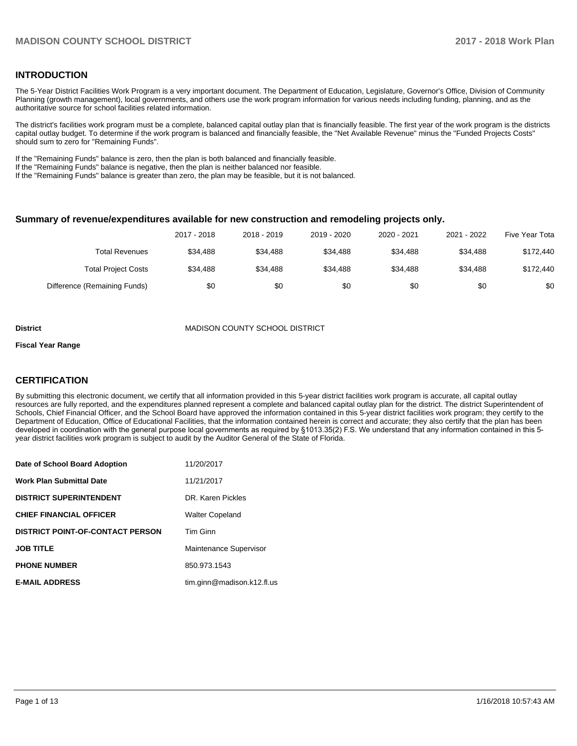## INTRODUCTION

The 5-Year District Facilities Work Program is a very important document. The Department of Education, Legislature, Governor's Office, Division of Community Planning (growth management), local governments, and others use the work program information for various needs including funding, planning, and as the authoritative source for school facilities related information.

The district's facilities work program must be a complete, balanced capital outlay plan that is financially feasible. The first year of the work program is the districts capital outlay budget. To determine if the work program is balanced and financially feasible, the "Net Available Revenue" minus the "Funded Projects Costs" should sum to zero for "Remaining Funds".

If the "Remaining Funds" balance is zero, then the plan is both balanced and financially feasible.
If the "Remaining Funds" balance is negative, then the plan is neither balanced nor feasible.
If the "Remaining Funds" balance is greater than zero, the plan may be feasible, but it is not balanced.

### Summary of revenue/expenditures available for new construction and remodeling projects only.

| | 2017 - 2018 | 2018 - 2019 | 2019 - 2020 | 2020 - 2021 | 2021 - 2022 | Five Year Tota |
|---|---|---|---|---|---|---|
| Total Revenues | $34,488 | $34,488 | $34,488 | $34,488 | $34,488 | $172,440 |
| Total Project Costs | $34,488 | $34,488 | $34,488 | $34,488 | $34,488 | $172,440 |
| Difference (Remaining Funds) | $0 | $0 | $0 | $0 | $0 | $0 |

**District** MADISON COUNTY SCHOOL DISTRICT

**Fiscal Year Range**

## CERTIFICATION

By submitting this electronic document, we certify that all information provided in this 5-year district facilities work program is accurate, all capital outlay resources are fully reported, and the expenditures planned represent a complete and balanced capital outlay plan for the district. The district Superintendent of Schools, Chief Financial Officer, and the School Board have approved the information contained in this 5-year district facilities work program; they certify to the Department of Education, Office of Educational Facilities, that the information contained herein is correct and accurate; they also certify that the plan has been developed in coordination with the general purpose local governments as required by §1013.35(2) F.S. We understand that any information contained in this 5-year district facilities work program is subject to audit by the Auditor General of the State of Florida.

| | |
|---|---|
| **Date of School Board Adoption** | 11/20/2017 |
| **Work Plan Submittal Date** | 11/21/2017 |
| **DISTRICT SUPERINTENDENT** | DR. Karen Pickles |
| **CHIEF FINANCIAL OFFICER** | Walter Copeland |
| **DISTRICT POINT-OF-CONTACT PERSON** | Tim Ginn |
| **JOB TITLE** | Maintenance Supervisor |
| **PHONE NUMBER** | 850.973.1543 |
| **E-MAIL ADDRESS** | tim.ginn@madison.k12.fl.us |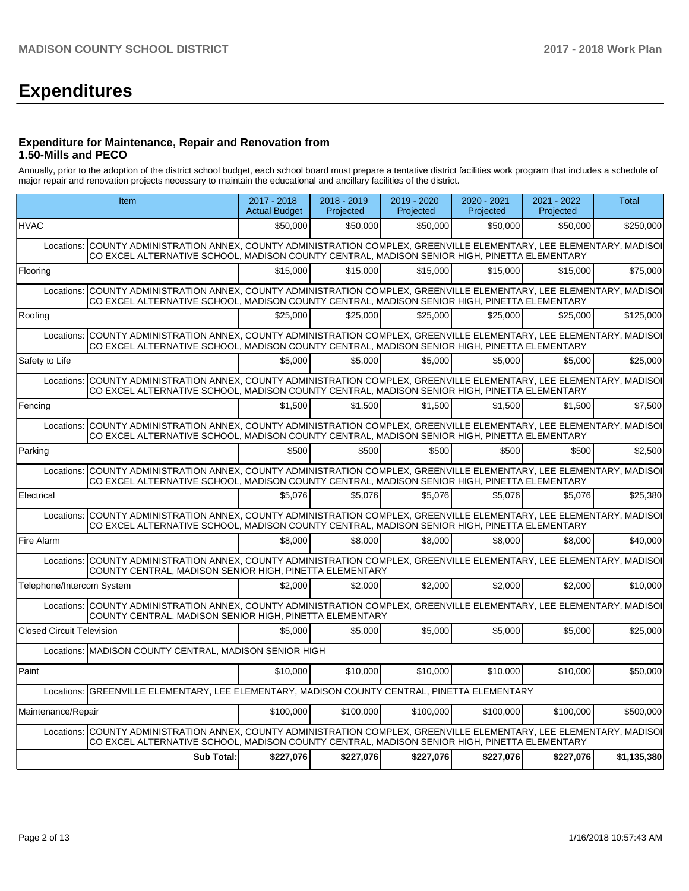# Expenditures

### Expenditure for Maintenance, Repair and Renovation from 1.50-Mills and PECO

Annually, prior to the adoption of the district school budget, each school board must prepare a tentative district facilities work program that includes a schedule of major repair and renovation projects necessary to maintain the educational and ancillary facilities of the district.

| Item | 2017 - 2018 Actual Budget | 2018 - 2019 Projected | 2019 - 2020 Projected | 2020 - 2021 Projected | 2021 - 2022 Projected | Total |
|---|---|---|---|---|---|---|
| HVAC | $50,000 | $50,000 | $50,000 | $50,000 | $50,000 | $250,000 |
| Locations: COUNTY ADMINISTRATION ANNEX, COUNTY ADMINISTRATION COMPLEX, GREENVILLE ELEMENTARY, LEE ELEMENTARY, MADISON CO EXCEL ALTERNATIVE SCHOOL, MADISON COUNTY CENTRAL, MADISON SENIOR HIGH, PINETTA ELEMENTARY | | | | | | |
| Flooring | $15,000 | $15,000 | $15,000 | $15,000 | $15,000 | $75,000 |
| Locations: COUNTY ADMINISTRATION ANNEX, COUNTY ADMINISTRATION COMPLEX, GREENVILLE ELEMENTARY, LEE ELEMENTARY, MADISON CO EXCEL ALTERNATIVE SCHOOL, MADISON COUNTY CENTRAL, MADISON SENIOR HIGH, PINETTA ELEMENTARY | | | | | | |
| Roofing | $25,000 | $25,000 | $25,000 | $25,000 | $25,000 | $125,000 |
| Locations: COUNTY ADMINISTRATION ANNEX, COUNTY ADMINISTRATION COMPLEX, GREENVILLE ELEMENTARY, LEE ELEMENTARY, MADISON CO EXCEL ALTERNATIVE SCHOOL, MADISON COUNTY CENTRAL, MADISON SENIOR HIGH, PINETTA ELEMENTARY | | | | | | |
| Safety to Life | $5,000 | $5,000 | $5,000 | $5,000 | $5,000 | $25,000 |
| Locations: COUNTY ADMINISTRATION ANNEX, COUNTY ADMINISTRATION COMPLEX, GREENVILLE ELEMENTARY, LEE ELEMENTARY, MADISON CO EXCEL ALTERNATIVE SCHOOL, MADISON COUNTY CENTRAL, MADISON SENIOR HIGH, PINETTA ELEMENTARY | | | | | | |
| Fencing | $1,500 | $1,500 | $1,500 | $1,500 | $1,500 | $7,500 |
| Locations: COUNTY ADMINISTRATION ANNEX, COUNTY ADMINISTRATION COMPLEX, GREENVILLE ELEMENTARY, LEE ELEMENTARY, MADISON CO EXCEL ALTERNATIVE SCHOOL, MADISON COUNTY CENTRAL, MADISON SENIOR HIGH, PINETTA ELEMENTARY | | | | | | |
| Parking | $500 | $500 | $500 | $500 | $500 | $2,500 |
| Locations: COUNTY ADMINISTRATION ANNEX, COUNTY ADMINISTRATION COMPLEX, GREENVILLE ELEMENTARY, LEE ELEMENTARY, MADISON CO EXCEL ALTERNATIVE SCHOOL, MADISON COUNTY CENTRAL, MADISON SENIOR HIGH, PINETTA ELEMENTARY | | | | | | |
| Electrical | $5,076 | $5,076 | $5,076 | $5,076 | $5,076 | $25,380 |
| Locations: COUNTY ADMINISTRATION ANNEX, COUNTY ADMINISTRATION COMPLEX, GREENVILLE ELEMENTARY, LEE ELEMENTARY, MADISON CO EXCEL ALTERNATIVE SCHOOL, MADISON COUNTY CENTRAL, MADISON SENIOR HIGH, PINETTA ELEMENTARY | | | | | | |
| Fire Alarm | $8,000 | $8,000 | $8,000 | $8,000 | $8,000 | $40,000 |
| Locations: COUNTY ADMINISTRATION ANNEX, COUNTY ADMINISTRATION COMPLEX, GREENVILLE ELEMENTARY, LEE ELEMENTARY, MADISON COUNTY CENTRAL, MADISON SENIOR HIGH, PINETTA ELEMENTARY | | | | | | |
| Telephone/Intercom System | $2,000 | $2,000 | $2,000 | $2,000 | $2,000 | $10,000 |
| Locations: COUNTY ADMINISTRATION ANNEX, COUNTY ADMINISTRATION COMPLEX, GREENVILLE ELEMENTARY, LEE ELEMENTARY, MADISON COUNTY CENTRAL, MADISON SENIOR HIGH, PINETTA ELEMENTARY | | | | | | |
| Closed Circuit Television | $5,000 | $5,000 | $5,000 | $5,000 | $5,000 | $25,000 |
| Locations: MADISON COUNTY CENTRAL, MADISON SENIOR HIGH | | | | | | |
| Paint | $10,000 | $10,000 | $10,000 | $10,000 | $10,000 | $50,000 |
| Locations: GREENVILLE ELEMENTARY, LEE ELEMENTARY, MADISON COUNTY CENTRAL, PINETTA ELEMENTARY | | | | | | |
| Maintenance/Repair | $100,000 | $100,000 | $100,000 | $100,000 | $100,000 | $500,000 |
| Locations: COUNTY ADMINISTRATION ANNEX, COUNTY ADMINISTRATION COMPLEX, GREENVILLE ELEMENTARY, LEE ELEMENTARY, MADISON CO EXCEL ALTERNATIVE SCHOOL, MADISON COUNTY CENTRAL, MADISON SENIOR HIGH, PINETTA ELEMENTARY | | | | | | |
| **Sub Total:** | **$227,076** | **$227,076** | **$227,076** | **$227,076** | **$227,076** | **$1,135,380** |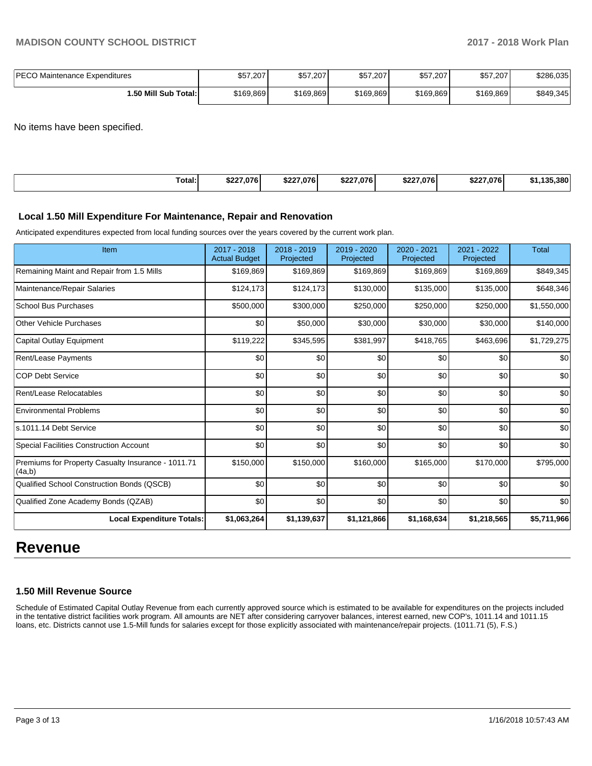| PECO Maintenance Expenditures | $57,207 | $57,207 | $57,207 | $57,207 | $57,207 | $286,035 |
|---|---|---|---|---|---|---|
| **1.50 Mill Sub Total:** | $169,869 | $169,869 | $169,869 | $169,869 | $169,869 | $849,345 |

No items have been specified.

| Total: | $227,076 | $227,076 | $227,076 | $227,076 | $227,076 | $1,135,380 |
|---|---|---|---|---|---|---|

### Local 1.50 Mill Expenditure For Maintenance, Repair and Renovation

Anticipated expenditures expected from local funding sources over the years covered by the current work plan.

| Item | 2017 - 2018 Actual Budget | 2018 - 2019 Projected | 2019 - 2020 Projected | 2020 - 2021 Projected | 2021 - 2022 Projected | Total |
|---|---|---|---|---|---|---|
| Remaining Maint and Repair from 1.5 Mills | $169,869 | $169,869 | $169,869 | $169,869 | $169,869 | $849,345 |
| Maintenance/Repair Salaries | $124,173 | $124,173 | $130,000 | $135,000 | $135,000 | $648,346 |
| School Bus Purchases | $500,000 | $300,000 | $250,000 | $250,000 | $250,000 | $1,550,000 |
| Other Vehicle Purchases | $0 | $50,000 | $30,000 | $30,000 | $30,000 | $140,000 |
| Capital Outlay Equipment | $119,222 | $345,595 | $381,997 | $418,765 | $463,696 | $1,729,275 |
| Rent/Lease Payments | $0 | $0 | $0 | $0 | $0 | $0 |
| COP Debt Service | $0 | $0 | $0 | $0 | $0 | $0 |
| Rent/Lease Relocatables | $0 | $0 | $0 | $0 | $0 | $0 |
| Environmental Problems | $0 | $0 | $0 | $0 | $0 | $0 |
| s.1011.14 Debt Service | $0 | $0 | $0 | $0 | $0 | $0 |
| Special Facilities Construction Account | $0 | $0 | $0 | $0 | $0 | $0 |
| Premiums for Property Casualty Insurance - 1011.71 (4a,b) | $150,000 | $150,000 | $160,000 | $165,000 | $170,000 | $795,000 |
| Qualified School Construction Bonds (QSCB) | $0 | $0 | $0 | $0 | $0 | $0 |
| Qualified Zone Academy Bonds (QZAB) | $0 | $0 | $0 | $0 | $0 | $0 |
| **Local Expenditure Totals:** | **$1,063,264** | **$1,139,637** | **$1,121,866** | **$1,168,634** | **$1,218,565** | **$5,711,966** |

# Revenue

### 1.50 Mill Revenue Source

Schedule of Estimated Capital Outlay Revenue from each currently approved source which is estimated to be available for expenditures on the projects included in the tentative district facilities work program. All amounts are NET after considering carryover balances, interest earned, new COP's, 1011.14 and 1011.15 loans, etc. Districts cannot use 1.5-Mill funds for salaries except for those explicitly associated with maintenance/repair projects. (1011.71 (5), F.S.)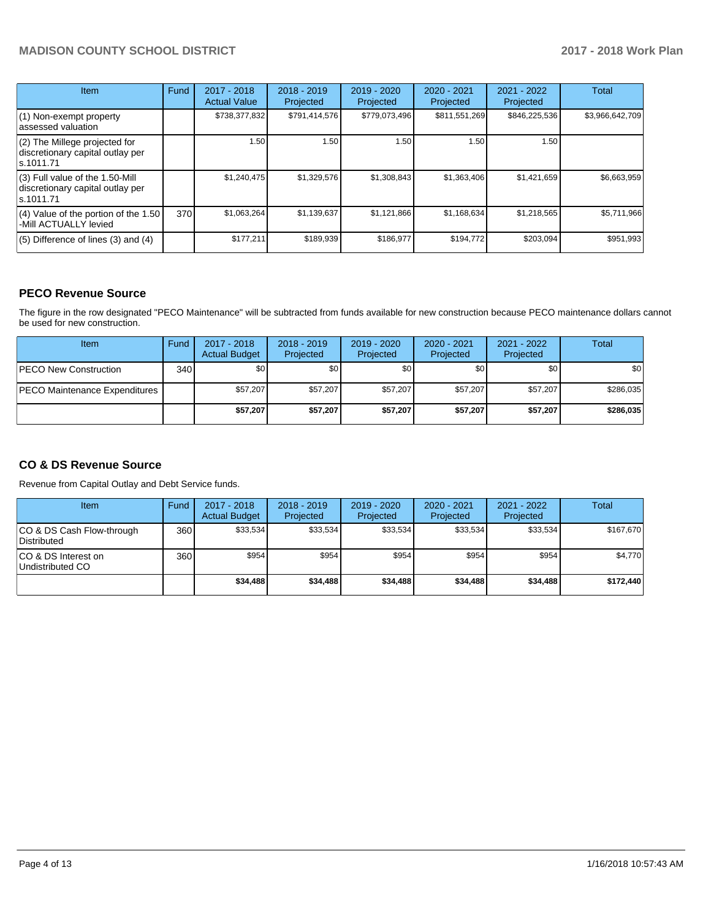| Item | Fund | 2017 - 2018 Actual Value | 2018 - 2019 Projected | 2019 - 2020 Projected | 2020 - 2021 Projected | 2021 - 2022 Projected | Total |
|---|---|---|---|---|---|---|---|
| (1) Non-exempt property assessed valuation | | $738,377,832 | $791,414,576 | $779,073,496 | $811,551,269 | $846,225,536 | $3,966,642,709 |
| (2) The Millege projected for discretionary capital outlay per s.1011.71 | | 1.50 | 1.50 | 1.50 | 1.50 | 1.50 | |
| (3) Full value of the 1.50-Mill discretionary capital outlay per s.1011.71 | | $1,240,475 | $1,329,576 | $1,308,843 | $1,363,406 | $1,421,659 | $6,663,959 |
| (4) Value of the portion of the 1.50 -Mill ACTUALLY levied | 370 | $1,063,264 | $1,139,637 | $1,121,866 | $1,168,634 | $1,218,565 | $5,711,966 |
| (5) Difference of lines (3) and (4) | | $177,211 | $189,939 | $186,977 | $194,772 | $203,094 | $951,993 |

## PECO Revenue Source

The figure in the row designated "PECO Maintenance" will be subtracted from funds available for new construction because PECO maintenance dollars cannot be used for new construction.

| Item | Fund | 2017 - 2018 Actual Budget | 2018 - 2019 Projected | 2019 - 2020 Projected | 2020 - 2021 Projected | 2021 - 2022 Projected | Total |
|---|---|---|---|---|---|---|---|
| PECO New Construction | 340 | $0 | $0 | $0 | $0 | $0 | $0 |
| PECO Maintenance Expenditures | | $57,207 | $57,207 | $57,207 | $57,207 | $57,207 | $286,035 |
| | | **$57,207** | **$57,207** | **$57,207** | **$57,207** | **$57,207** | **$286,035** |

## CO & DS Revenue Source

Revenue from Capital Outlay and Debt Service funds.

| Item | Fund | 2017 - 2018 Actual Budget | 2018 - 2019 Projected | 2019 - 2020 Projected | 2020 - 2021 Projected | 2021 - 2022 Projected | Total |
|---|---|---|---|---|---|---|---|
| CO & DS Cash Flow-through Distributed | 360 | $33,534 | $33,534 | $33,534 | $33,534 | $33,534 | $167,670 |
| CO & DS Interest on Undistributed CO | 360 | $954 | $954 | $954 | $954 | $954 | $4,770 |
| | | **$34,488** | **$34,488** | **$34,488** | **$34,488** | **$34,488** | **$172,440** |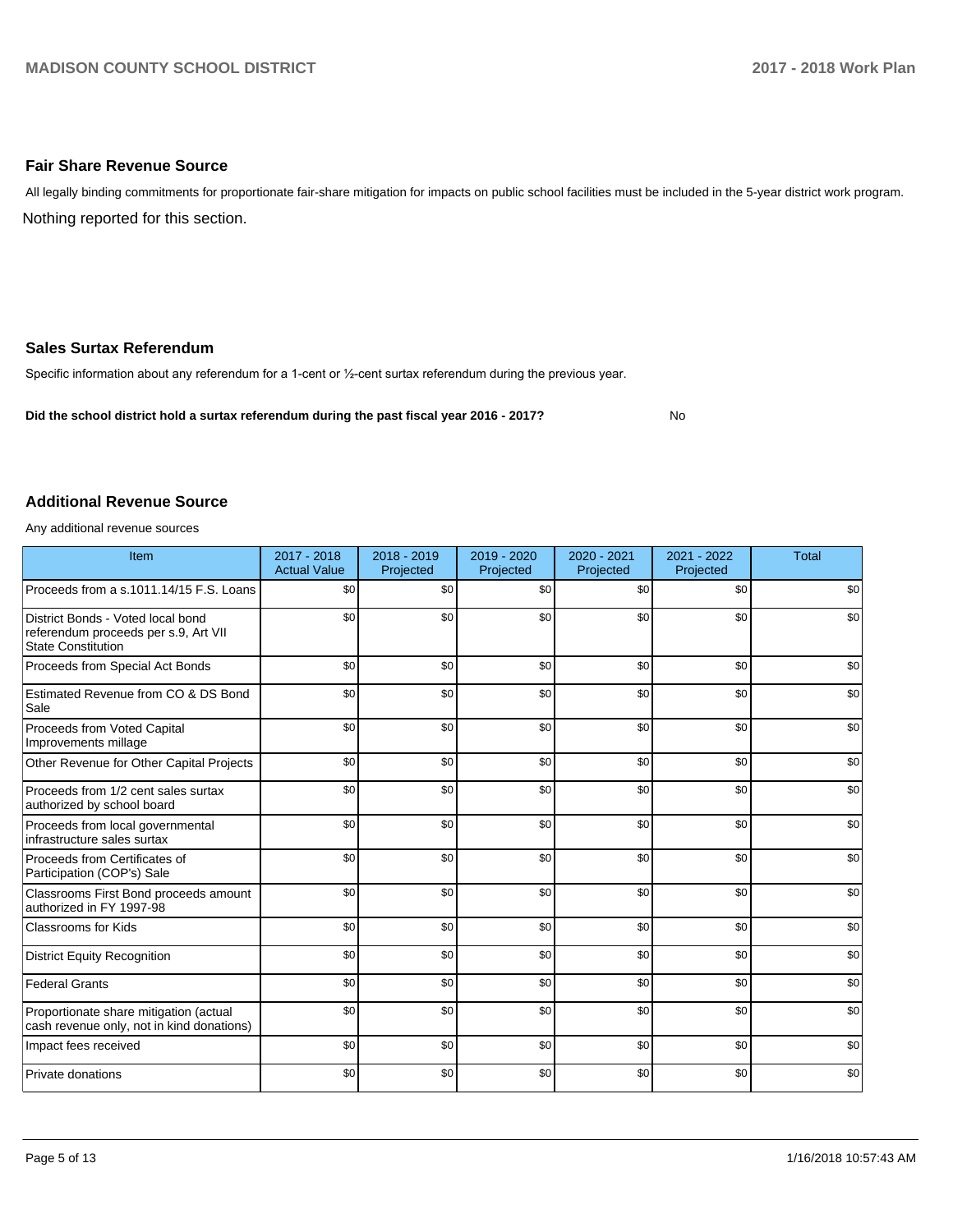## Fair Share Revenue Source

All legally binding commitments for proportionate fair-share mitigation for impacts on public school facilities must be included in the 5-year district work program.

Nothing reported for this section.

## Sales Surtax Referendum

Specific information about any referendum for a 1-cent or ½-cent surtax referendum during the previous year.

**Did the school district hold a surtax referendum during the past fiscal year 2016 - 2017?** No

## Additional Revenue Source

Any additional revenue sources

| Item | 2017 - 2018 Actual Value | 2018 - 2019 Projected | 2019 - 2020 Projected | 2020 - 2021 Projected | 2021 - 2022 Projected | Total |
|---|---|---|---|---|---|---|
| Proceeds from a s.1011.14/15 F.S. Loans | $0 | $0 | $0 | $0 | $0 | $0 |
| District Bonds - Voted local bond referendum proceeds per s.9, Art VII State Constitution | $0 | $0 | $0 | $0 | $0 | $0 |
| Proceeds from Special Act Bonds | $0 | $0 | $0 | $0 | $0 | $0 |
| Estimated Revenue from CO & DS Bond Sale | $0 | $0 | $0 | $0 | $0 | $0 |
| Proceeds from Voted Capital Improvements millage | $0 | $0 | $0 | $0 | $0 | $0 |
| Other Revenue for Other Capital Projects | $0 | $0 | $0 | $0 | $0 | $0 |
| Proceeds from 1/2 cent sales surtax authorized by school board | $0 | $0 | $0 | $0 | $0 | $0 |
| Proceeds from local governmental infrastructure sales surtax | $0 | $0 | $0 | $0 | $0 | $0 |
| Proceeds from Certificates of Participation (COP's) Sale | $0 | $0 | $0 | $0 | $0 | $0 |
| Classrooms First Bond proceeds amount authorized in FY 1997-98 | $0 | $0 | $0 | $0 | $0 | $0 |
| Classrooms for Kids | $0 | $0 | $0 | $0 | $0 | $0 |
| District Equity Recognition | $0 | $0 | $0 | $0 | $0 | $0 |
| Federal Grants | $0 | $0 | $0 | $0 | $0 | $0 |
| Proportionate share mitigation (actual cash revenue only, not in kind donations) | $0 | $0 | $0 | $0 | $0 | $0 |
| Impact fees received | $0 | $0 | $0 | $0 | $0 | $0 |
| Private donations | $0 | $0 | $0 | $0 | $0 | $0 |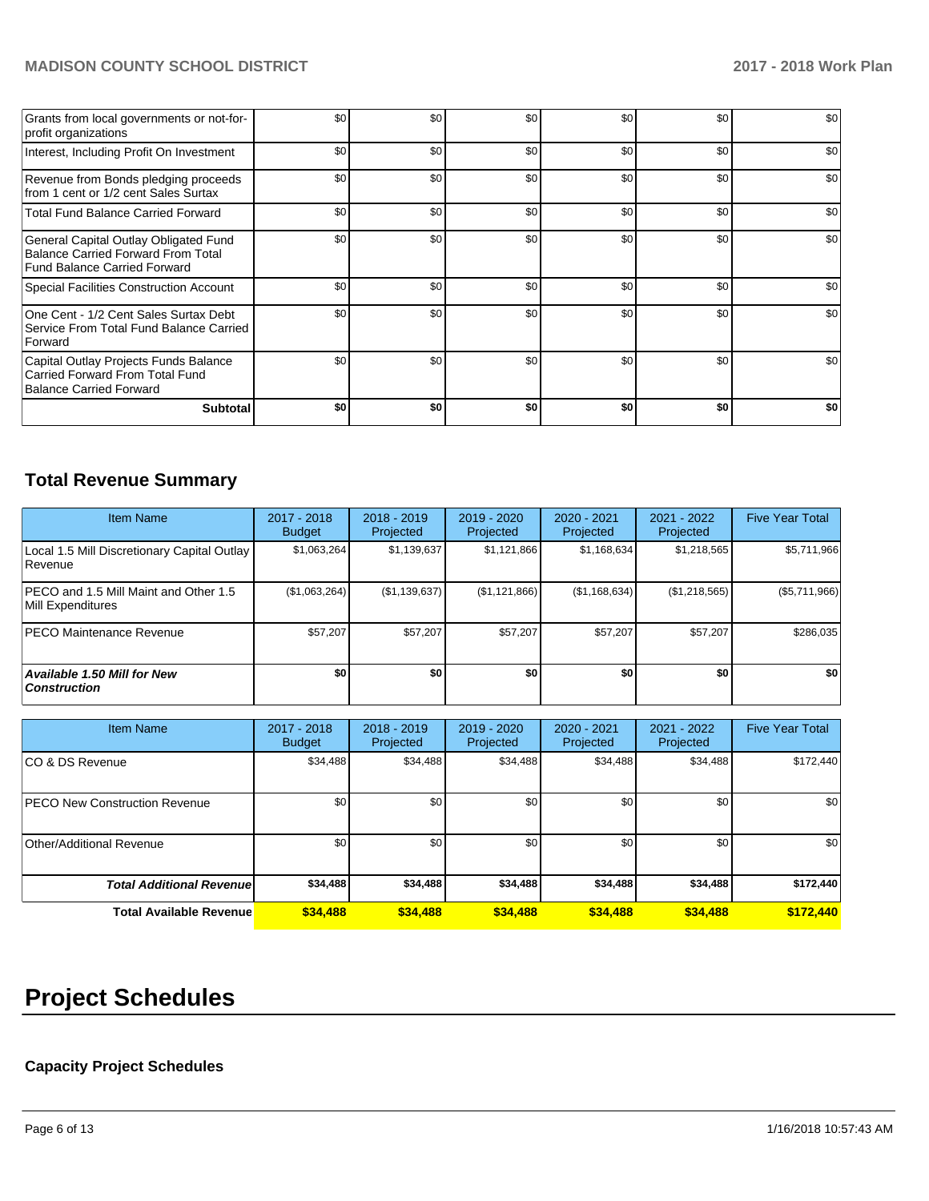| | | | | | | |
|---|---|---|---|---|---|---|
| Grants from local governments or not-for-profit organizations | $0 | $0 | $0 | $0 | $0 | $0 |
| Interest, Including Profit On Investment | $0 | $0 | $0 | $0 | $0 | $0 |
| Revenue from Bonds pledging proceeds from 1 cent or 1/2 cent Sales Surtax | $0 | $0 | $0 | $0 | $0 | $0 |
| Total Fund Balance Carried Forward | $0 | $0 | $0 | $0 | $0 | $0 |
| General Capital Outlay Obligated Fund Balance Carried Forward From Total Fund Balance Carried Forward | $0 | $0 | $0 | $0 | $0 | $0 |
| Special Facilities Construction Account | $0 | $0 | $0 | $0 | $0 | $0 |
| One Cent - 1/2 Cent Sales Surtax Debt Service From Total Fund Balance Carried Forward | $0 | $0 | $0 | $0 | $0 | $0 |
| Capital Outlay Projects Funds Balance Carried Forward From Total Fund Balance Carried Forward | $0 | $0 | $0 | $0 | $0 | $0 |
| **Subtotal** | **$0** | **$0** | **$0** | **$0** | **$0** | **$0** |

## Total Revenue Summary

| Item Name | 2017 - 2018 Budget | 2018 - 2019 Projected | 2019 - 2020 Projected | 2020 - 2021 Projected | 2021 - 2022 Projected | Five Year Total |
|---|---|---|---|---|---|---|
| Local 1.5 Mill Discretionary Capital Outlay Revenue | $1,063,264 | $1,139,637 | $1,121,866 | $1,168,634 | $1,218,565 | $5,711,966 |
| PECO and 1.5 Mill Maint and Other 1.5 Mill Expenditures | ($1,063,264) | ($1,139,637) | ($1,121,866) | ($1,168,634) | ($1,218,565) | ($5,711,966) |
| PECO Maintenance Revenue | $57,207 | $57,207 | $57,207 | $57,207 | $57,207 | $286,035 |
| ***Available 1.50 Mill for New Construction*** | **$0** | **$0** | **$0** | **$0** | **$0** | **$0** |

| Item Name | 2017 - 2018 Budget | 2018 - 2019 Projected | 2019 - 2020 Projected | 2020 - 2021 Projected | 2021 - 2022 Projected | Five Year Total |
|---|---|---|---|---|---|---|
| CO & DS Revenue | $34,488 | $34,488 | $34,488 | $34,488 | $34,488 | $172,440 |
| PECO New Construction Revenue | $0 | $0 | $0 | $0 | $0 | $0 |
| Other/Additional Revenue | $0 | $0 | $0 | $0 | $0 | $0 |
| ***Total Additional Revenue*** | **$34,488** | **$34,488** | **$34,488** | **$34,488** | **$34,488** | **$172,440** |
| **Total Available Revenue** | **$34,488** | **$34,488** | **$34,488** | **$34,488** | **$34,488** | **$172,440** |

# Project Schedules

### Capacity Project Schedules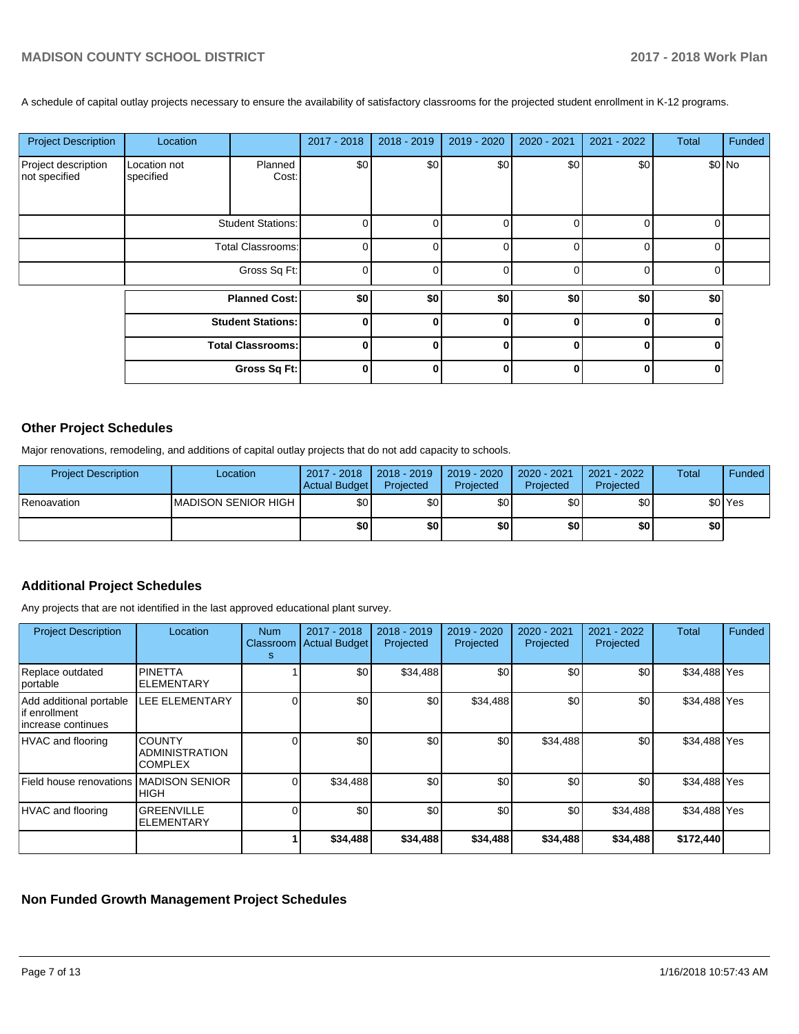A schedule of capital outlay projects necessary to ensure the availability of satisfactory classrooms for the projected student enrollment in K-12 programs.

| Project Description | Location | | 2017 - 2018 | 2018 - 2019 | 2019 - 2020 | 2020 - 2021 | 2021 - 2022 | Total | Funded |
|---|---|---|---|---|---|---|---|---|---|
| Project description not specified | Location not specified | Planned Cost: | $0 | $0 | $0 | $0 | $0 | $0 | No |
| | | Student Stations: | 0 | 0 | 0 | 0 | 0 | 0 | |
| | | Total Classrooms: | 0 | 0 | 0 | 0 | 0 | 0 | |
| | | Gross Sq Ft: | 0 | 0 | 0 | 0 | 0 | 0 | |
| | | **Planned Cost:** | **$0** | **$0** | **$0** | **$0** | **$0** | **$0** | |
| | | **Student Stations:** | **0** | **0** | **0** | **0** | **0** | **0** | |
| | | **Total Classrooms:** | **0** | **0** | **0** | **0** | **0** | **0** | |
| | | **Gross Sq Ft:** | **0** | **0** | **0** | **0** | **0** | **0** | |

## Other Project Schedules

Major renovations, remodeling, and additions of capital outlay projects that do not add capacity to schools.

| Project Description | Location | 2017 - 2018 Actual Budget | 2018 - 2019 Projected | 2019 - 2020 Projected | 2020 - 2021 Projected | 2021 - 2022 Projected | Total | Funded |
|---|---|---|---|---|---|---|---|---|
| Renoavation | MADISON SENIOR HIGH | $0 | $0 | $0 | $0 | $0 | $0 | Yes |
| | | **$0** | **$0** | **$0** | **$0** | **$0** | **$0** | |

## Additional Project Schedules

Any projects that are not identified in the last approved educational plant survey.

| Project Description | Location | Num Classrooms | 2017 - 2018 Actual Budget | 2018 - 2019 Projected | 2019 - 2020 Projected | 2020 - 2021 Projected | 2021 - 2022 Projected | Total | Funded |
|---|---|---|---|---|---|---|---|---|---|
| Replace outdated portable | PINETTA ELEMENTARY | 1 | $0 | $34,488 | $0 | $0 | $0 | $34,488 | Yes |
| Add additional portable if enrollment increase continues | LEE ELEMENTARY | 0 | $0 | $0 | $34,488 | $0 | $0 | $34,488 | Yes |
| HVAC and flooring | COUNTY ADMINISTRATION COMPLEX | 0 | $0 | $0 | $0 | $34,488 | $0 | $34,488 | Yes |
| Field house renovations | MADISON SENIOR HIGH | 0 | $34,488 | $0 | $0 | $0 | $0 | $34,488 | Yes |
| HVAC and flooring | GREENVILLE ELEMENTARY | 0 | $0 | $0 | $0 | $0 | $34,488 | $34,488 | Yes |
| | | **1** | **$34,488** | **$34,488** | **$34,488** | **$34,488** | **$34,488** | **$172,440** | |

## Non Funded Growth Management Project Schedules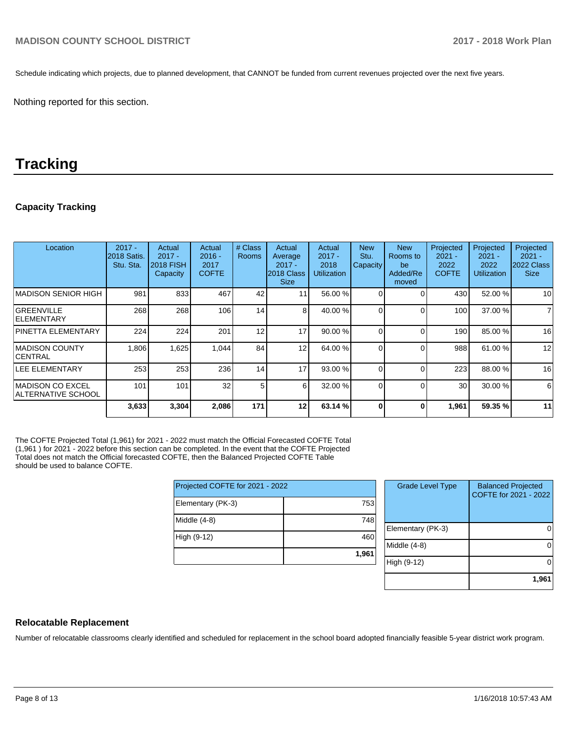Schedule indicating which projects, due to planned development, that CANNOT be funded from current revenues projected over the next five years.

Nothing reported for this section.

# Tracking

### Capacity Tracking

| Location | 2017 - 2018 Satis. Stu. Sta. | Actual 2017 - 2018 FISH Capacity | Actual 2016 - 2017 COFTE | # Class Rooms | Actual Average 2017 - 2018 Class Size | Actual 2017 - 2018 Utilization | New Stu. Capacity | New Rooms to be Added/Re moved | Projected 2021 - 2022 COFTE | Projected 2021 - 2022 Utilization | Projected 2021 - 2022 Class Size |
|---|---|---|---|---|---|---|---|---|---|---|---|
| MADISON SENIOR HIGH | 981 | 833 | 467 | 42 | 11 | 56.00 % | 0 | 0 | 430 | 52.00 % | 10 |
| GREENVILLE ELEMENTARY | 268 | 268 | 106 | 14 | 8 | 40.00 % | 0 | 0 | 100 | 37.00 % | 7 |
| PINETTA ELEMENTARY | 224 | 224 | 201 | 12 | 17 | 90.00 % | 0 | 0 | 190 | 85.00 % | 16 |
| MADISON COUNTY CENTRAL | 1,806 | 1,625 | 1,044 | 84 | 12 | 64.00 % | 0 | 0 | 988 | 61.00 % | 12 |
| LEE ELEMENTARY | 253 | 253 | 236 | 14 | 17 | 93.00 % | 0 | 0 | 223 | 88.00 % | 16 |
| MADISON CO EXCEL ALTERNATIVE SCHOOL | 101 | 101 | 32 | 5 | 6 | 32.00 % | 0 | 0 | 30 | 30.00 % | 6 |
| | **3,633** | **3,304** | **2,086** | **171** | **12** | **63.14 %** | **0** | **0** | **1,961** | **59.35 %** | **11** |

The COFTE Projected Total (1,961) for 2021 - 2022 must match the Official Forecasted COFTE Total (1,961 ) for 2021 - 2022 before this section can be completed. In the event that the COFTE Projected Total does not match the Official forecasted COFTE, then the Balanced Projected COFTE Table should be used to balance COFTE.

| Projected COFTE for 2021 - 2022 | |
|---|---|
| Elementary (PK-3) | 753 |
| Middle (4-8) | 748 |
| High (9-12) | 460 |
| | **1,961** |

| Grade Level Type | Balanced Projected COFTE for 2021 - 2022 |
|---|---|
| Elementary (PK-3) | 0 |
| Middle (4-8) | 0 |
| High (9-12) | 0 |
| | **1,961** |

### Relocatable Replacement

Number of relocatable classrooms clearly identified and scheduled for replacement in the school board adopted financially feasible 5-year district work program.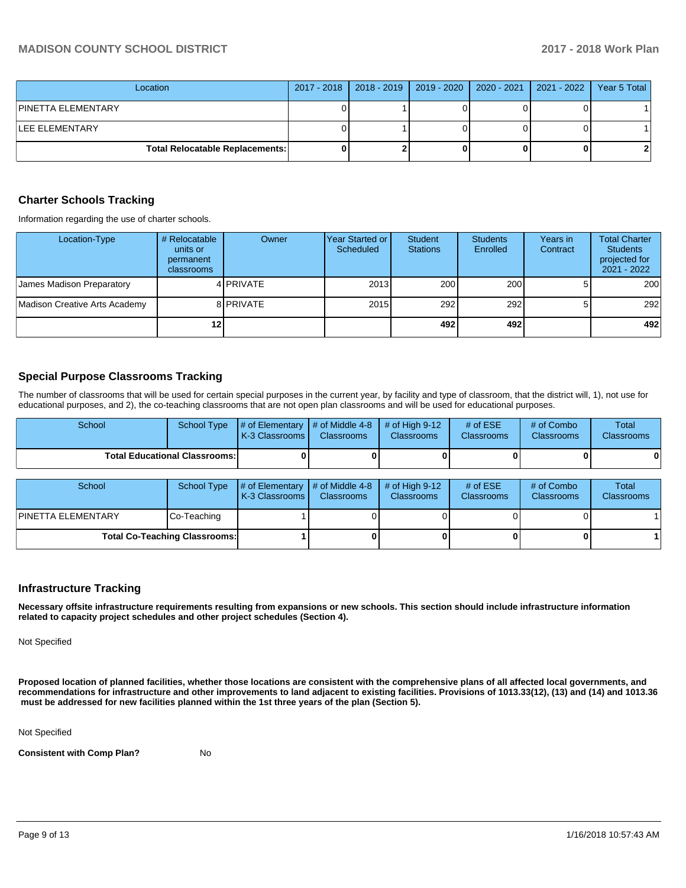| Location | 2017 - 2018 | 2018 - 2019 | 2019 - 2020 | 2020 - 2021 | 2021 - 2022 | Year 5 Total |
|---|---|---|---|---|---|---|
| PINETTA ELEMENTARY | 0 | 1 | 0 | 0 | 0 | 1 |
| LEE ELEMENTARY | 0 | 1 | 0 | 0 | 0 | 1 |
| **Total Relocatable Replacements:** | **0** | **2** | **0** | **0** | **0** | **2** |

## Charter Schools Tracking

Information regarding the use of charter schools.

| Location-Type | # Relocatable units or permanent classrooms | Owner | Year Started or Scheduled | Student Stations | Students Enrolled | Years in Contract | Total Charter Students projected for 2021 - 2022 |
|---|---|---|---|---|---|---|---|
| James Madison Preparatory | 4 | PRIVATE | 2013 | 200 | 200 | 5 | 200 |
| Madison Creative Arts Academy | 8 | PRIVATE | 2015 | 292 | 292 | 5 | 292 |
| | **12** | | | **492** | **492** | | **492** |

## Special Purpose Classrooms Tracking

The number of classrooms that will be used for certain special purposes in the current year, by facility and type of classroom, that the district will, 1), not use for educational purposes, and 2), the co-teaching classrooms that are not open plan classrooms and will be used for educational purposes.

| School | School Type | # of Elementary K-3 Classrooms | # of Middle 4-8 Classrooms | # of High 9-12 Classrooms | # of ESE Classrooms | # of Combo Classrooms | Total Classrooms |
|---|---|---|---|---|---|---|---|
| **Total Educational Classrooms:** | | **0** | **0** | **0** | **0** | **0** | **0** |

| School | School Type | # of Elementary K-3 Classrooms | # of Middle 4-8 Classrooms | # of High 9-12 Classrooms | # of ESE Classrooms | # of Combo Classrooms | Total Classrooms |
|---|---|---|---|---|---|---|---|
| PINETTA ELEMENTARY | Co-Teaching | 1 | 0 | 0 | 0 | 0 | 1 |
| **Total Co-Teaching Classrooms:** | | **1** | **0** | **0** | **0** | **0** | **1** |

## Infrastructure Tracking

**Necessary offsite infrastructure requirements resulting from expansions or new schools. This section should include infrastructure information related to capacity project schedules and other project schedules (Section 4).**

Not Specified

**Proposed location of planned facilities, whether those locations are consistent with the comprehensive plans of all affected local governments, and recommendations for infrastructure and other improvements to land adjacent to existing facilities. Provisions of 1013.33(12), (13) and (14) and 1013.36 must be addressed for new facilities planned within the 1st three years of the plan (Section 5).**

Not Specified

**Consistent with Comp Plan?** No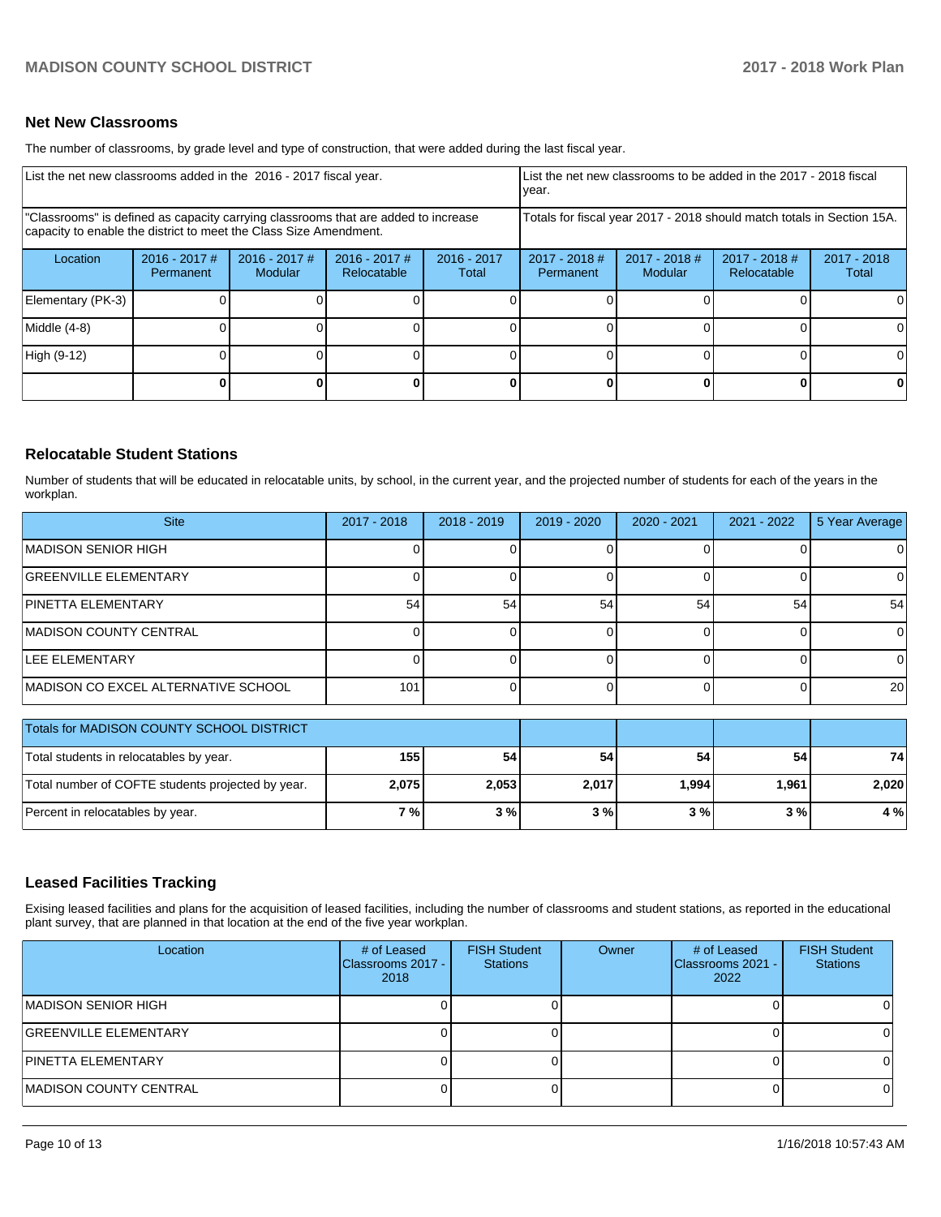## Net New Classrooms

The number of classrooms, by grade level and type of construction, that were added during the last fiscal year.

| List the net new classrooms added in the 2016 - 2017 fiscal year. | | | | | List the net new classrooms to be added in the 2017 - 2018 fiscal year. | | | |
|---|---|---|---|---|---|---|---|---|
| "Classrooms" is defined as capacity carrying classrooms that are added to increase capacity to enable the district to meet the Class Size Amendment. | | | | | Totals for fiscal year 2017 - 2018 should match totals in Section 15A. | | | |
| Location | 2016 - 2017 # Permanent | 2016 - 2017 # Modular | 2016 - 2017 # Relocatable | 2016 - 2017 Total | 2017 - 2018 # Permanent | 2017 - 2018 # Modular | 2017 - 2018 # Relocatable | 2017 - 2018 Total |
| Elementary (PK-3) | 0 | 0 | 0 | 0 | 0 | 0 | 0 | 0 |
| Middle (4-8) | 0 | 0 | 0 | 0 | 0 | 0 | 0 | 0 |
| High (9-12) | 0 | 0 | 0 | 0 | 0 | 0 | 0 | 0 |
| | **0** | **0** | **0** | **0** | **0** | **0** | **0** | **0** |

## Relocatable Student Stations

Number of students that will be educated in relocatable units, by school, in the current year, and the projected number of students for each of the years in the workplan.

| Site | 2017 - 2018 | 2018 - 2019 | 2019 - 2020 | 2020 - 2021 | 2021 - 2022 | 5 Year Average |
|---|---|---|---|---|---|---|
| MADISON SENIOR HIGH | 0 | 0 | 0 | 0 | 0 | 0 |
| GREENVILLE ELEMENTARY | 0 | 0 | 0 | 0 | 0 | 0 |
| PINETTA ELEMENTARY | 54 | 54 | 54 | 54 | 54 | 54 |
| MADISON COUNTY CENTRAL | 0 | 0 | 0 | 0 | 0 | 0 |
| LEE ELEMENTARY | 0 | 0 | 0 | 0 | 0 | 0 |
| MADISON CO EXCEL ALTERNATIVE SCHOOL | 101 | 0 | 0 | 0 | 0 | 20 |

| Totals for MADISON COUNTY SCHOOL DISTRICT | | | | | | |
|---|---|---|---|---|---|---|
| Total students in relocatables by year. | **155** | **54** | **54** | **54** | **54** | **74** |
| Total number of COFTE students projected by year. | **2,075** | **2,053** | **2,017** | **1,994** | **1,961** | **2,020** |
| Percent in relocatables by year. | **7 %** | **3 %** | **3 %** | **3 %** | **3 %** | **4 %** |

## Leased Facilities Tracking

Exising leased facilities and plans for the acquisition of leased facilities, including the number of classrooms and student stations, as reported in the educational plant survey, that are planned in that location at the end of the five year workplan.

| Location | # of Leased Classrooms 2017 - 2018 | FISH Student Stations | Owner | # of Leased Classrooms 2021 - 2022 | FISH Student Stations |
|---|---|---|---|---|---|
| MADISON SENIOR HIGH | 0 | 0 | | 0 | 0 |
| GREENVILLE ELEMENTARY | 0 | 0 | | 0 | 0 |
| PINETTA ELEMENTARY | 0 | 0 | | 0 | 0 |
| MADISON COUNTY CENTRAL | 0 | 0 | | 0 | 0 |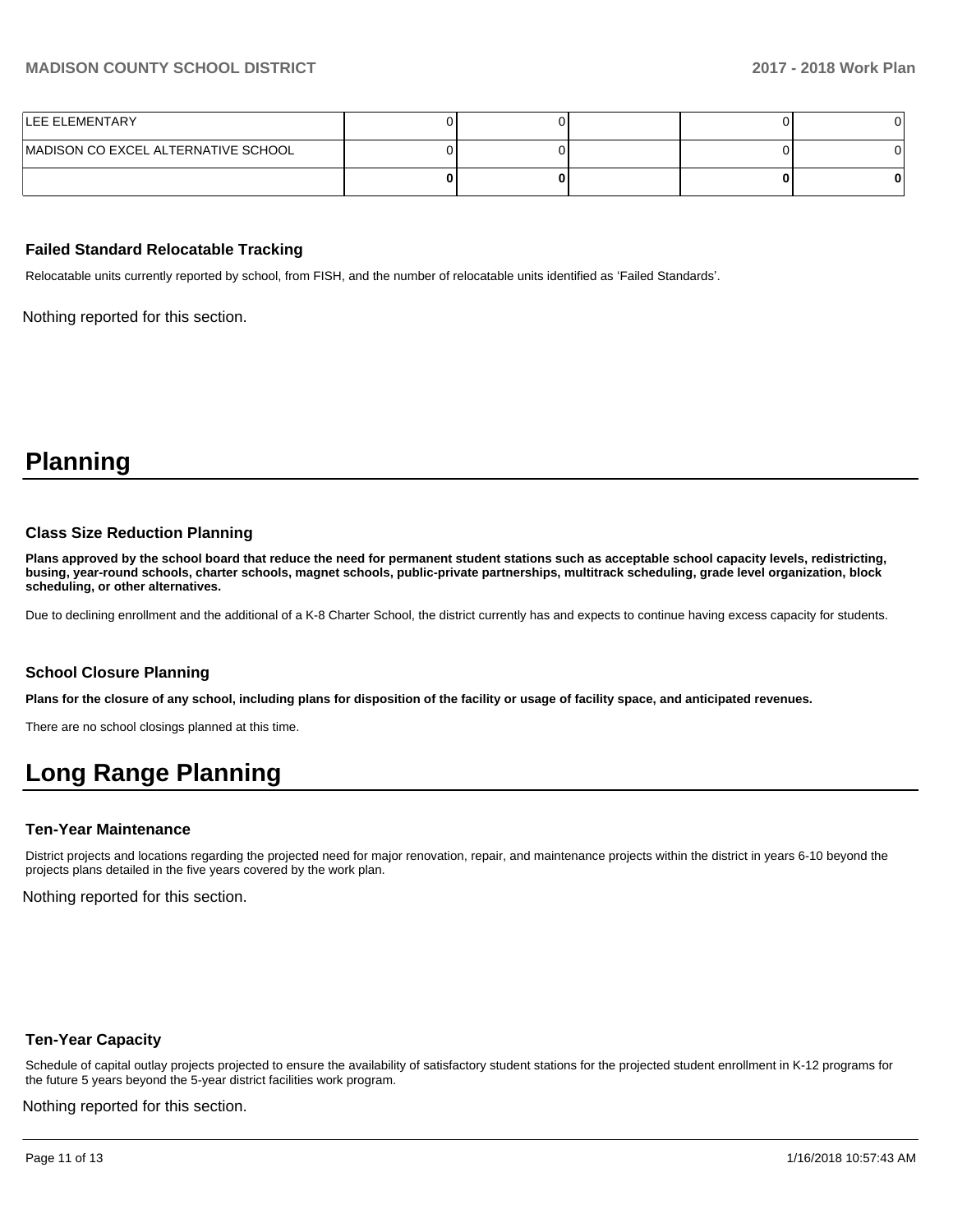| | | | | | |
|---|---|---|---|---|---|
| LEE ELEMENTARY | 0 | 0 | | 0 | 0 |
| MADISON CO EXCEL ALTERNATIVE SCHOOL | 0 | 0 | | 0 | 0 |
| | **0** | **0** | | **0** | **0** |

### Failed Standard Relocatable Tracking

Relocatable units currently reported by school, from FISH, and the number of relocatable units identified as 'Failed Standards'.

Nothing reported for this section.

# Planning

### Class Size Reduction Planning

**Plans approved by the school board that reduce the need for permanent student stations such as acceptable school capacity levels, redistricting, busing, year-round schools, charter schools, magnet schools, public-private partnerships, multitrack scheduling, grade level organization, block scheduling, or other alternatives.**

Due to declining enrollment and the additional of a K-8 Charter School, the district currently has and expects to continue having excess capacity for students.

### School Closure Planning

**Plans for the closure of any school, including plans for disposition of the facility or usage of facility space, and anticipated revenues.**

There are no school closings planned at this time.

# Long Range Planning

### Ten-Year Maintenance

District projects and locations regarding the projected need for major renovation, repair, and maintenance projects within the district in years 6-10 beyond the projects plans detailed in the five years covered by the work plan.

Nothing reported for this section.

### Ten-Year Capacity

Schedule of capital outlay projects projected to ensure the availability of satisfactory student stations for the projected student enrollment in K-12 programs for the future 5 years beyond the 5-year district facilities work program.

Nothing reported for this section.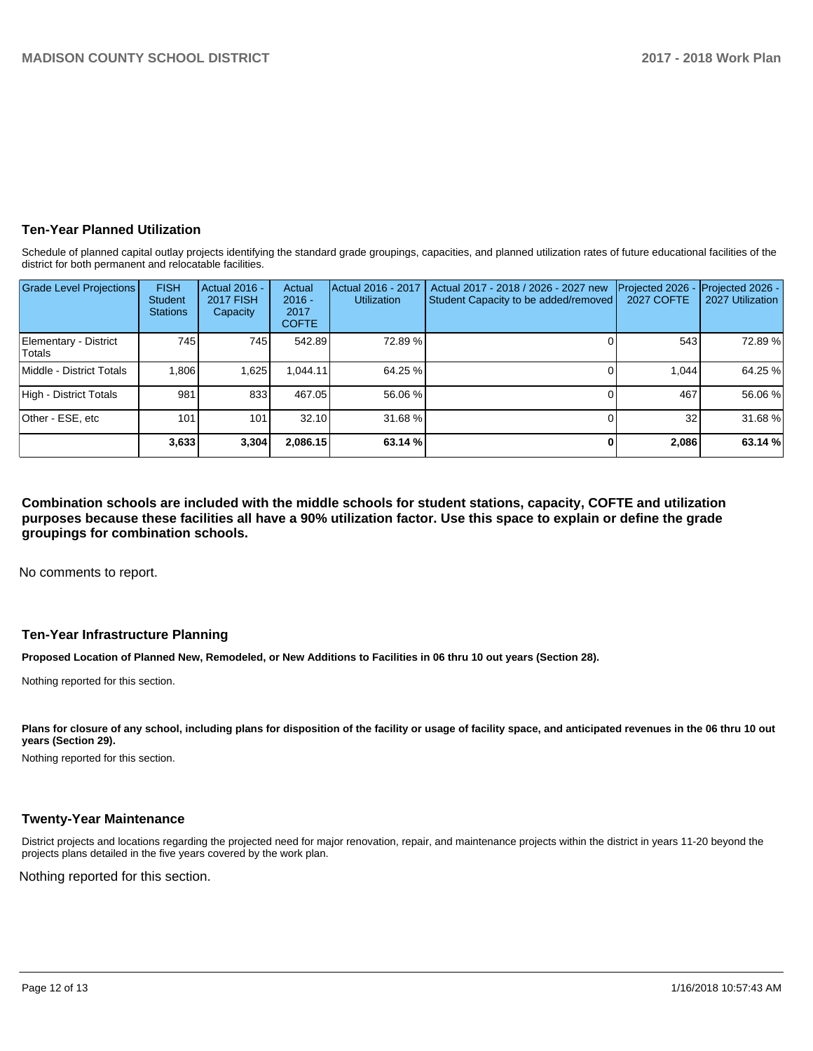## Ten-Year Planned Utilization

Schedule of planned capital outlay projects identifying the standard grade groupings, capacities, and planned utilization rates of future educational facilities of the district for both permanent and relocatable facilities.

| Grade Level Projections | FISH Student Stations | Actual 2016 - 2017 FISH Capacity | Actual 2016 - 2017 COFTE | Actual 2016 - 2017 Utilization | Actual 2017 - 2018 / 2026 - 2027 new Student Capacity to be added/removed | Projected 2026 - 2027 COFTE | Projected 2026 - 2027 Utilization |
|---|---|---|---|---|---|---|---|
| Elementary - District Totals | 745 | 745 | 542.89 | 72.89 % | 0 | 543 | 72.89 % |
| Middle - District Totals | 1,806 | 1,625 | 1,044.11 | 64.25 % | 0 | 1,044 | 64.25 % |
| High - District Totals | 981 | 833 | 467.05 | 56.06 % | 0 | 467 | 56.06 % |
| Other - ESE, etc | 101 | 101 | 32.10 | 31.68 % | 0 | 32 | 31.68 % |
| | **3,633** | **3,304** | **2,086.15** | **63.14 %** | **0** | **2,086** | **63.14 %** |

**Combination schools are included with the middle schools for student stations, capacity, COFTE and utilization purposes because these facilities all have a 90% utilization factor. Use this space to explain or define the grade groupings for combination schools.**

No comments to report.

## Ten-Year Infrastructure Planning

**Proposed Location of Planned New, Remodeled, or New Additions to Facilities in 06 thru 10 out years (Section 28).**

Nothing reported for this section.

**Plans for closure of any school, including plans for disposition of the facility or usage of facility space, and anticipated revenues in the 06 thru 10 out years (Section 29).**

Nothing reported for this section.

## Twenty-Year Maintenance

District projects and locations regarding the projected need for major renovation, repair, and maintenance projects within the district in years 11-20 beyond the projects plans detailed in the five years covered by the work plan.

Nothing reported for this section.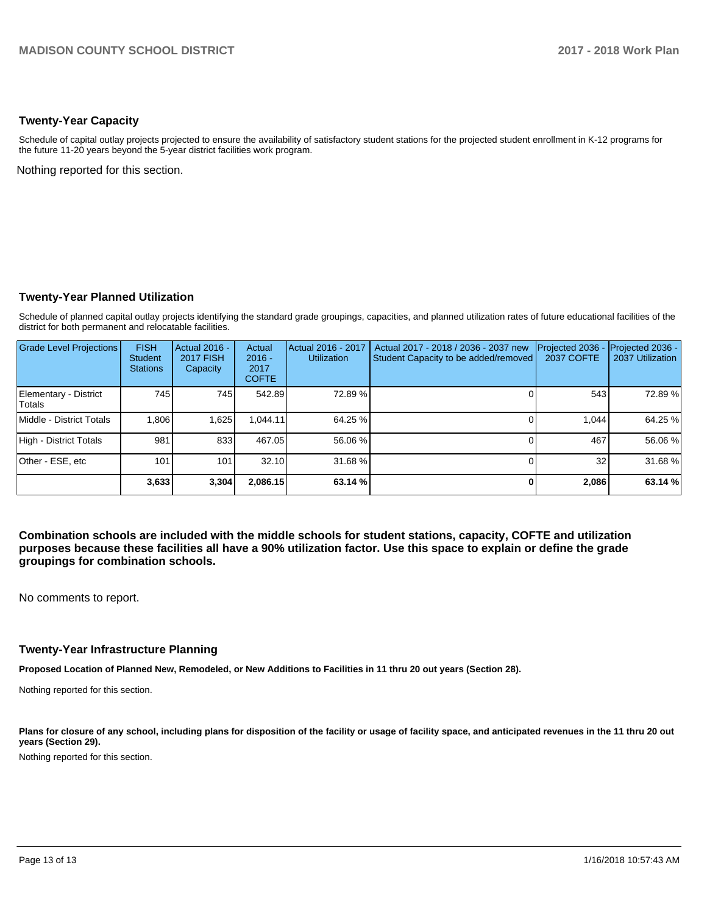## Twenty-Year Capacity

Schedule of capital outlay projects projected to ensure the availability of satisfactory student stations for the projected student enrollment in K-12 programs for the future 11-20 years beyond the 5-year district facilities work program.

Nothing reported for this section.

## Twenty-Year Planned Utilization

Schedule of planned capital outlay projects identifying the standard grade groupings, capacities, and planned utilization rates of future educational facilities of the district for both permanent and relocatable facilities.

| Grade Level Projections | FISH Student Stations | Actual 2016 - 2017 FISH Capacity | Actual 2016 - 2017 COFTE | Actual 2016 - 2017 Utilization | Actual 2017 - 2018 / 2036 - 2037 new Student Capacity to be added/removed | Projected 2036 - 2037 COFTE | Projected 2036 - 2037 Utilization |
|---|---|---|---|---|---|---|---|
| Elementary - District Totals | 745 | 745 | 542.89 | 72.89 % | 0 | 543 | 72.89 % |
| Middle - District Totals | 1,806 | 1,625 | 1,044.11 | 64.25 % | 0 | 1,044 | 64.25 % |
| High - District Totals | 981 | 833 | 467.05 | 56.06 % | 0 | 467 | 56.06 % |
| Other - ESE, etc | 101 | 101 | 32.10 | 31.68 % | 0 | 32 | 31.68 % |
| | **3,633** | **3,304** | **2,086.15** | **63.14 %** | **0** | **2,086** | **63.14 %** |

**Combination schools are included with the middle schools for student stations, capacity, COFTE and utilization purposes because these facilities all have a 90% utilization factor. Use this space to explain or define the grade groupings for combination schools.**

No comments to report.

## Twenty-Year Infrastructure Planning

**Proposed Location of Planned New, Remodeled, or New Additions to Facilities in 11 thru 20 out years (Section 28).**

Nothing reported for this section.

**Plans for closure of any school, including plans for disposition of the facility or usage of facility space, and anticipated revenues in the 11 thru 20 out years (Section 29).**

Nothing reported for this section.